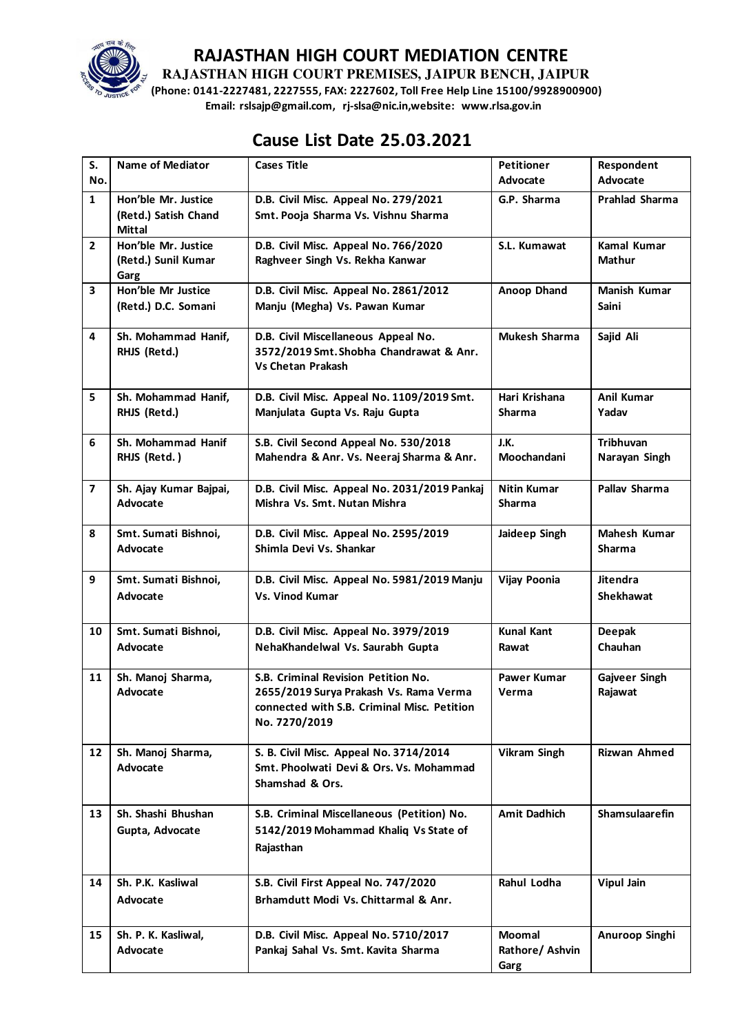# RAJASTHAN HIGH COURT MEDIATION CENTRE

**RAJASTHAN HIGH COURT PREMISES, JAIPUR BENCH, JAIPUR**

**(Phone: 0141-2227481, 2227555, FAX: 2227602, Toll Free Help Line 15100/9928900900)**

**Email: rslsajp@gmail.com, rj-slsa@nic.in,website: www.rlsa.gov.in**

## Cause List Date 25.03.2021

| S. No. | Name of Mediator | Cases Title | Petitioner Advocate | Respondent Advocate |
|---|---|---|---|---|
| 1 | Hon'ble Mr. Justice (Retd.) Satish Chand Mittal | D.B. Civil Misc. Appeal No. 279/2021 Smt. Pooja Sharma Vs. Vishnu Sharma | G.P. Sharma | Prahlad Sharma |
| 2 | Hon'ble Mr. Justice (Retd.) Sunil Kumar Garg | D.B. Civil Misc. Appeal No. 766/2020 Raghveer Singh Vs. Rekha Kanwar | S.L. Kumawat | Kamal Kumar Mathur |
| 3 | Hon'ble Mr Justice (Retd.) D.C. Somani | D.B. Civil Misc. Appeal No. 2861/2012 Manju (Megha) Vs. Pawan Kumar | Anoop Dhand | Manish Kumar Saini |
| 4 | Sh. Mohammad Hanif, RHJS (Retd.) | D.B. Civil Miscellaneous Appeal No. 3572/2019 Smt. Shobha Chandrawat & Anr. Vs Chetan Prakash | Mukesh Sharma | Sajid Ali |
| 5 | Sh. Mohammad Hanif, RHJS (Retd.) | D.B. Civil Misc. Appeal No. 1109/2019 Smt. Manjulata Gupta Vs. Raju Gupta | Hari Krishana Sharma | Anil Kumar Yadav |
| 6 | Sh. Mohammad Hanif RHJS (Retd. ) | S.B. Civil Second Appeal No. 530/2018 Mahendra & Anr. Vs. Neeraj Sharma & Anr. | J.K. Moochandani | Tribhuvan Narayan Singh |
| 7 | Sh. Ajay Kumar Bajpai, Advocate | D.B. Civil Misc. Appeal No. 2031/2019 Pankaj Mishra Vs. Smt. Nutan Mishra | Nitin Kumar Sharma | Pallav Sharma |
| 8 | Smt. Sumati Bishnoi, Advocate | D.B. Civil Misc. Appeal No. 2595/2019 Shimla Devi Vs. Shankar | Jaideep Singh | Mahesh Kumar Sharma |
| 9 | Smt. Sumati Bishnoi, Advocate | D.B. Civil Misc. Appeal No. 5981/2019 Manju Vs. Vinod Kumar | Vijay Poonia | Jitendra Shekhawat |
| 10 | Smt. Sumati Bishnoi, Advocate | D.B. Civil Misc. Appeal No. 3979/2019 NehaKhandelwal Vs. Saurabh Gupta | Kunal Kant Rawat | Deepak Chauhan |
| 11 | Sh. Manoj Sharma, Advocate | S.B. Criminal Revision Petition No. 2655/2019 Surya Prakash Vs. Rama Verma connected with S.B. Criminal Misc. Petition No. 7270/2019 | Pawer Kumar Verma | Gajveer Singh Rajawat |
| 12 | Sh. Manoj Sharma, Advocate | S. B. Civil Misc. Appeal No. 3714/2014 Smt. Phoolwati Devi & Ors. Vs. Mohammad Shamshad & Ors. | Vikram Singh | Rizwan Ahmed |
| 13 | Sh. Shashi Bhushan Gupta, Advocate | S.B. Criminal Miscellaneous (Petition) No. 5142/2019 Mohammad Khaliq Vs State of Rajasthan | Amit Dadhich | Shamsulaarefin |
| 14 | Sh. P.K. Kasliwal Advocate | S.B. Civil First Appeal No. 747/2020 Brhamdutt Modi Vs. Chittarmal & Anr. | Rahul Lodha | Vipul Jain |
| 15 | Sh. P. K. Kasliwal, Advocate | D.B. Civil Misc. Appeal No. 5710/2017 Pankaj Sahal Vs. Smt. Kavita Sharma | Moomal Rathore/ Ashvin Garg | Anuroop Singhi |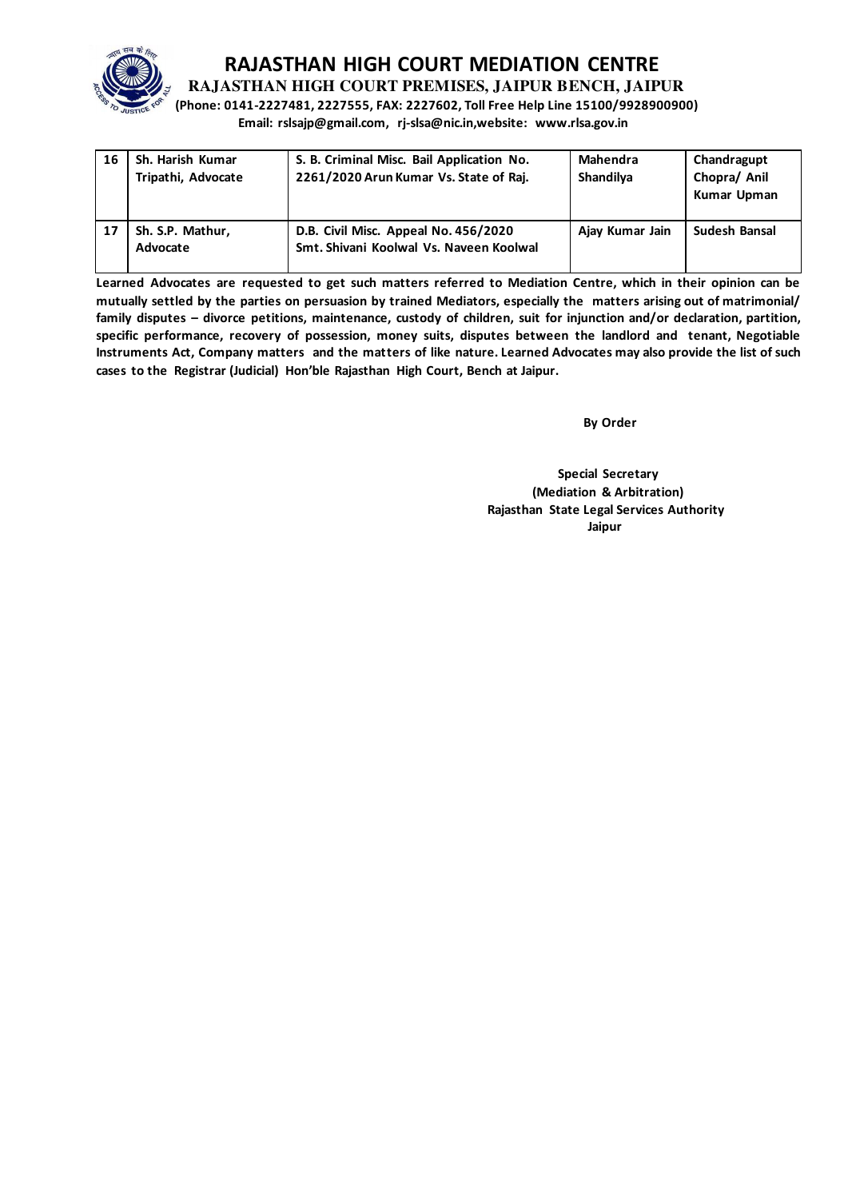# RAJASTHAN HIGH COURT MEDIATION CENTRE

**RAJASTHAN HIGH COURT PREMISES, JAIPUR BENCH, JAIPUR**

**(Phone: 0141-2227481, 2227555, FAX: 2227602, Toll Free Help Line 15100/9928900900)**

**Email: rslsajp@gmail.com, rj-slsa@nic.in,website: www.rlsa.gov.in**

| | | | | |
|---|---|---|---|---|
| 16 | Sh. Harish Kumar Tripathi, Advocate | S. B. Criminal Misc. Bail Application No. 2261/2020 Arun Kumar Vs. State of Raj. | Mahendra Shandilya | Chandragupt Chopra/ Anil Kumar Upman |
| 17 | Sh. S.P. Mathur, Advocate | D.B. Civil Misc. Appeal No. 456/2020 Smt. Shivani Koolwal Vs. Naveen Koolwal | Ajay Kumar Jain | Sudesh Bansal |

**Learned Advocates are requested to get such matters referred to Mediation Centre, which in their opinion can be mutually settled by the parties on persuasion by trained Mediators, especially the matters arising out of matrimonial/ family disputes – divorce petitions, maintenance, custody of children, suit for injunction and/or declaration, partition, specific performance, recovery of possession, money suits, disputes between the landlord and tenant, Negotiable Instruments Act, Company matters and the matters of like nature. Learned Advocates may also provide the list of such cases to the Registrar (Judicial) Hon'ble Rajasthan High Court, Bench at Jaipur.**

**By Order**

**Special Secretary**
**(Mediation & Arbitration)**
**Rajasthan State Legal Services Authority**
**Jaipur**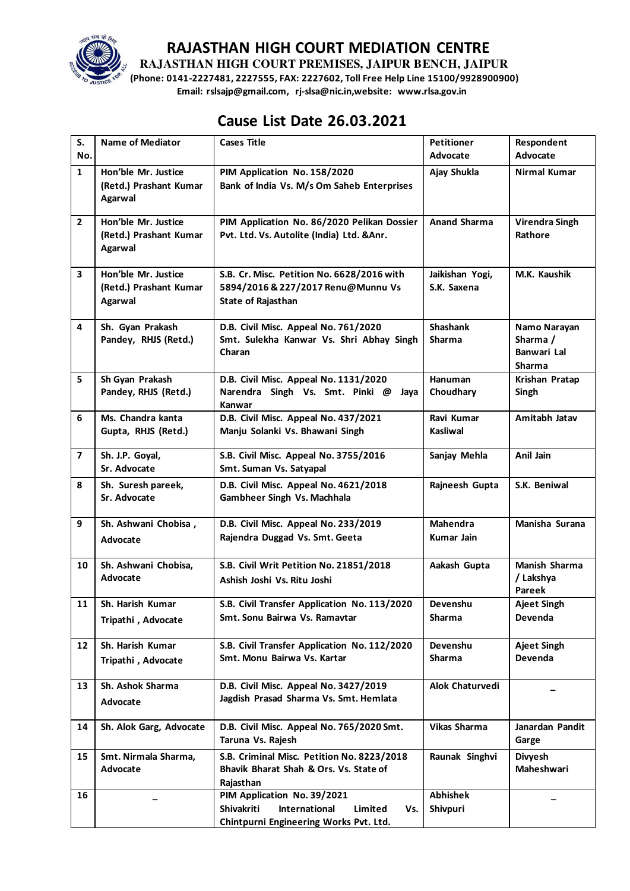# RAJASTHAN HIGH COURT MEDIATION CENTRE

**RAJASTHAN HIGH COURT PREMISES, JAIPUR BENCH, JAIPUR**

**(Phone: 0141-2227481, 2227555, FAX: 2227602, Toll Free Help Line 15100/9928900900)**

**Email: rslsajp@gmail.com, rj-slsa@nic.in,website: www.rlsa.gov.in**

## Cause List Date 26.03.2021

| S. No. | Name of Mediator | Cases Title | Petitioner Advocate | Respondent Advocate |
|---|---|---|---|---|
| 1 | Hon'ble Mr. Justice (Retd.) Prashant Kumar Agarwal | PIM Application No. 158/2020 Bank of India Vs. M/s Om Saheb Enterprises | Ajay Shukla | Nirmal Kumar |
| 2 | Hon'ble Mr. Justice (Retd.) Prashant Kumar Agarwal | PIM Application No. 86/2020 Pelikan Dossier Pvt. Ltd. Vs. Autolite (India) Ltd. &Anr. | Anand Sharma | Virendra Singh Rathore |
| 3 | Hon'ble Mr. Justice (Retd.) Prashant Kumar Agarwal | S.B. Cr. Misc. Petition No. 6628/2016 with 5894/2016 & 227/2017 Renu@Munnu Vs State of Rajasthan | Jaikishan Yogi, S.K. Saxena | M.K. Kaushik |
| 4 | Sh. Gyan Prakash Pandey, RHJS (Retd.) | D.B. Civil Misc. Appeal No. 761/2020 Smt. Sulekha Kanwar Vs. Shri Abhay Singh Charan | Shashank Sharma | Namo Narayan Sharma / Banwari Lal Sharma |
| 5 | Sh Gyan Prakash Pandey, RHJS (Retd.) | D.B. Civil Misc. Appeal No. 1131/2020 Narendra Singh Vs. Smt. Pinki @ Jaya Kanwar | Hanuman Choudhary | Krishan Pratap Singh |
| 6 | Ms. Chandra kanta Gupta, RHJS (Retd.) | D.B. Civil Misc. Appeal No. 437/2021 Manju Solanki Vs. Bhawani Singh | Ravi Kumar Kasliwal | Amitabh Jatav |
| 7 | Sh. J.P. Goyal, Sr. Advocate | S.B. Civil Misc. Appeal No. 3755/2016 Smt. Suman Vs. Satyapal | Sanjay Mehla | Anil Jain |
| 8 | Sh. Suresh pareek, Sr. Advocate | D.B. Civil Misc. Appeal No. 4621/2018 Gambheer Singh Vs. Machhala | Rajneesh Gupta | S.K. Beniwal |
| 9 | Sh. Ashwani Chobisa , Advocate | D.B. Civil Misc. Appeal No. 233/2019 Rajendra Duggad Vs. Smt. Geeta | Mahendra Kumar Jain | Manisha Surana |
| 10 | Sh. Ashwani Chobisa, Advocate | S.B. Civil Writ Petition No. 21851/2018 Ashish Joshi Vs. Ritu Joshi | Aakash Gupta | Manish Sharma / Lakshya Pareek |
| 11 | Sh. Harish Kumar Tripathi , Advocate | S.B. Civil Transfer Application No. 113/2020 Smt. Sonu Bairwa Vs. Ramavtar | Devenshu Sharma | Ajeet Singh Devenda |
| 12 | Sh. Harish Kumar Tripathi , Advocate | S.B. Civil Transfer Application No. 112/2020 Smt. Monu Bairwa Vs. Kartar | Devenshu Sharma | Ajeet Singh Devenda |
| 13 | Sh. Ashok Sharma Advocate | D.B. Civil Misc. Appeal No. 3427/2019 Jagdish Prasad Sharma Vs. Smt. Hemlata | Alok Chaturvedi | – |
| 14 | Sh. Alok Garg, Advocate | D.B. Civil Misc. Appeal No. 765/2020 Smt. Taruna Vs. Rajesh | Vikas Sharma | Janardan Pandit Garge |
| 15 | Smt. Nirmala Sharma, Advocate | S.B. Criminal Misc. Petition No. 8223/2018 Bhavik Bharat Shah & Ors. Vs. State of Rajasthan | Raunak Singhvi | Divyesh Maheshwari |
| 16 | – | PIM Application No. 39/2021 Shivakriti International Limited Vs. Chintpurni Engineering Works Pvt. Ltd. | Abhishek Shivpuri | – |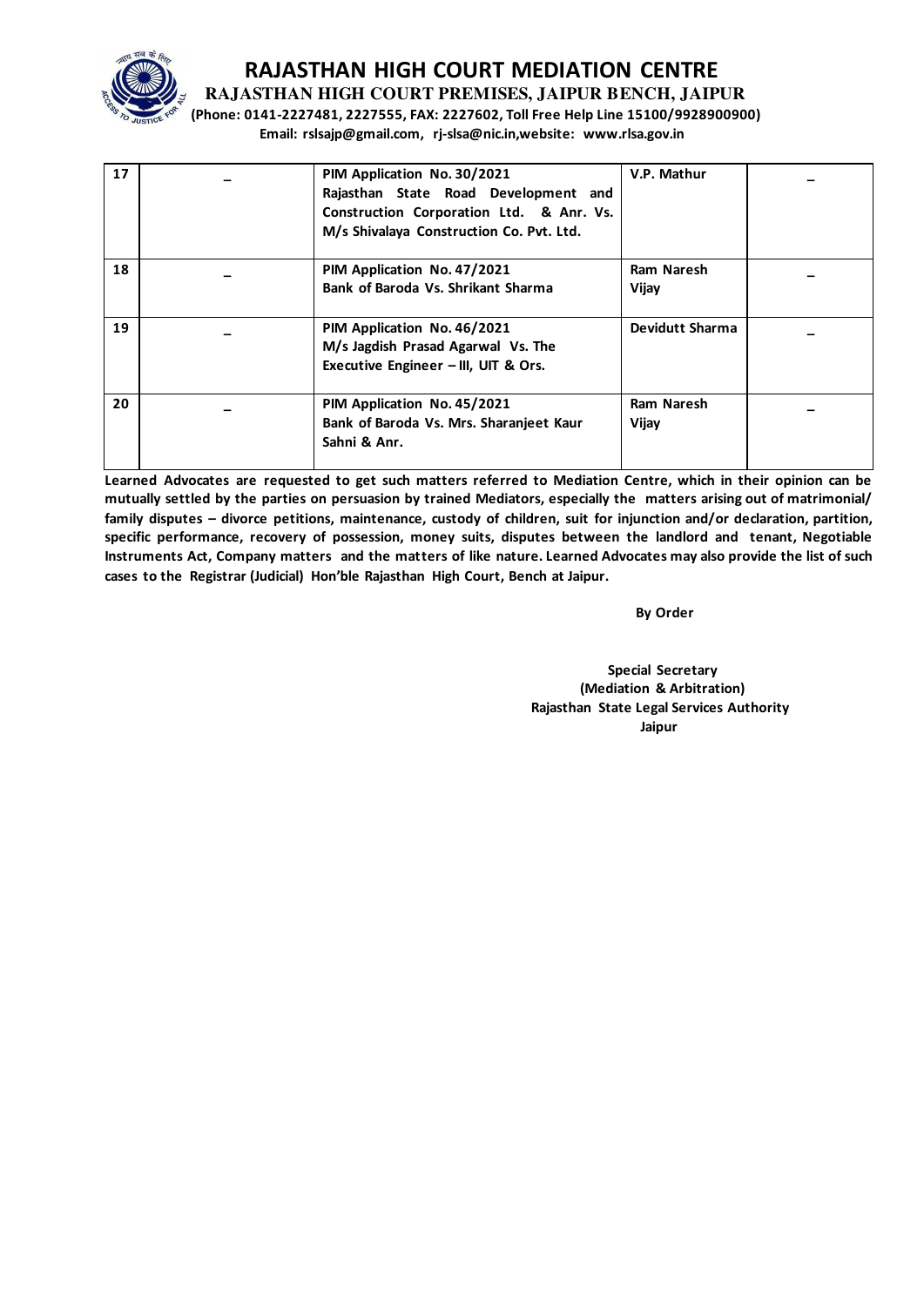# RAJASTHAN HIGH COURT MEDIATION CENTRE

**RAJASTHAN HIGH COURT PREMISES, JAIPUR BENCH, JAIPUR**

**(Phone: 0141-2227481, 2227555, FAX: 2227602, Toll Free Help Line 15100/9928900900)**

**Email: rslsajp@gmail.com, rj-slsa@nic.in,website: www.rlsa.gov.in**

| | | | | |
|---|---|---|---|---|
| 17 | – | PIM Application No. 30/2021<br>Rajasthan State Road Development and Construction Corporation Ltd. & Anr. Vs. M/s Shivalaya Construction Co. Pvt. Ltd. | V.P. Mathur | – |
| 18 | – | PIM Application No. 47/2021<br>Bank of Baroda Vs. Shrikant Sharma | Ram Naresh Vijay | – |
| 19 | – | PIM Application No. 46/2021<br>M/s Jagdish Prasad Agarwal Vs. The Executive Engineer – III, UIT & Ors. | Devidutt Sharma | – |
| 20 | – | PIM Application No. 45/2021<br>Bank of Baroda Vs. Mrs. Sharanjeet Kaur Sahni & Anr. | Ram Naresh Vijay | – |

**Learned Advocates are requested to get such matters referred to Mediation Centre, which in their opinion can be mutually settled by the parties on persuasion by trained Mediators, especially the matters arising out of matrimonial/ family disputes – divorce petitions, maintenance, custody of children, suit for injunction and/or declaration, partition, specific performance, recovery of possession, money suits, disputes between the landlord and tenant, Negotiable Instruments Act, Company matters and the matters of like nature. Learned Advocates may also provide the list of such cases to the Registrar (Judicial) Hon'ble Rajasthan High Court, Bench at Jaipur.**

**By Order**

**Special Secretary**
**(Mediation & Arbitration)**
**Rajasthan State Legal Services Authority**
**Jaipur**